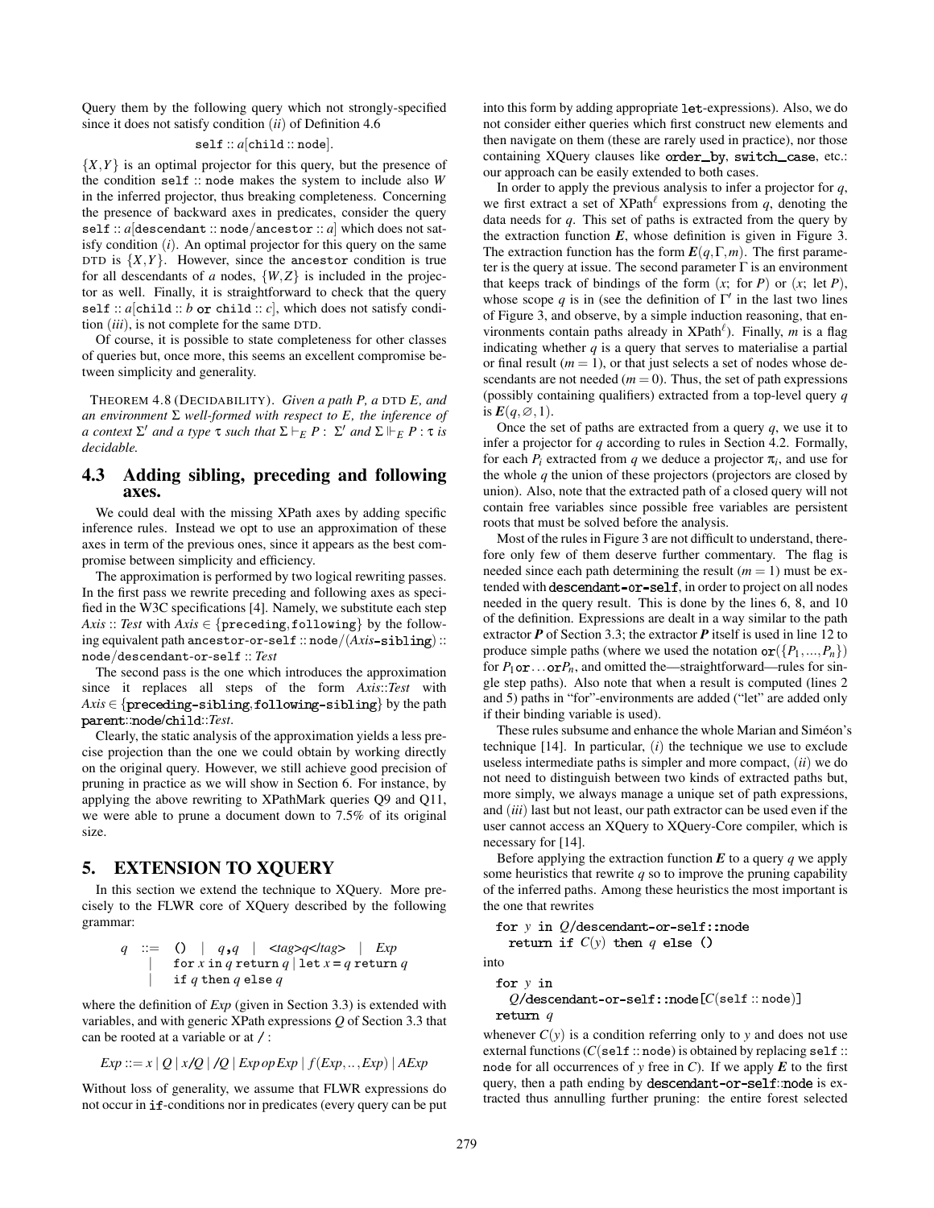Query them by the following query which not strongly-specified since it does not satisfy condition $(ii)$ of Definition 4.6

$$\texttt{self} :: a[\texttt{child} :: \texttt{node}].$$

$\{X,Y\}$ is an optimal projector for this query, but the presence of the condition `self :: node` makes the system to include also $W$ in the inferred projector, thus breaking completeness. Concerning the presence of backward axes in predicates, consider the query `self` :: $a$[`descendant :: node/ancestor ::` $a$] which does not satisfy condition $(i)$. An optimal projector for this query on the same DTD is $\{X,Y\}$. However, since the `ancestor` condition is true for all descendants of $a$ nodes, $\{W,Z\}$ is included in the projector as well. Finally, it is straightforward to check that the query `self` :: $a$[`child` :: $b$ `or child` :: $c$], which does not satisfy condition $(iii)$, is not complete for the same DTD.

Of course, it is possible to state completeness for other classes of queries but, once more, this seems an excellent compromise between simplicity and generality.

THEOREM 4.8 (DECIDABILITY). *Given a path $P$, a DTD $E$, and an environment $\Sigma$ well-formed with respect to $E$, the inference of a context $\Sigma'$ and a type $\tau$ such that $\Sigma \vdash_E P : \Sigma'$ and $\Sigma \Vdash_E P : \tau$ is decidable.*

## 4.3 Adding sibling, preceding and following axes.

We could deal with the missing XPath axes by adding specific inference rules. Instead we opt to use an approximation of these axes in term of the previous ones, since it appears as the best compromise between simplicity and efficiency.

The approximation is performed by two logical rewriting passes. In the first pass we rewrite preceding and following axes as specified in the W3C specifications [4]. Namely, we substitute each step *Axis* :: *Test* with $Axis \in \{$`preceding`, `following`$\}$ by the following equivalent path `ancestor-or-self :: node/`(*Axis*`-sibling`) :: `node/descendant-or-self ::` *Test*

The second pass is the one which introduces the approximation since it replaces all steps of the form *Axis*::*Test* with $Axis \in \{$**`preceding-sibling`**, **`following-sibling`**$\}$ by the path **`parent::node/child::`***Test*.

Clearly, the static analysis of the approximation yields a less precise projection than the one we could obtain by working directly on the original query. However, we still achieve good precision of pruning in practice as we will show in Section 6. For instance, by applying the above rewriting to XPathMark queries Q9 and Q11, we were able to prune a document down to 7.5% of its original size.

# 5. EXTENSION TO XQUERY

In this section we extend the technique to XQuery. More precisely to the FLWR core of XQuery described by the following grammar:

$$\begin{array}{lcl} q & ::= & \texttt{()} \mid q\texttt{,}q \mid \texttt{<}tag\texttt{>}q\texttt{</}tag\texttt{>} \mid Exp \\ & \mid & \texttt{for } x \texttt{ in } q \texttt{ return } q \mid \texttt{let } x = q \texttt{ return } q \\ & \mid & \texttt{if } q \texttt{ then } q \texttt{ else } q \end{array}$$

where the definition of *Exp* (given in Section 3.3) is extended with variables, and with generic XPath expressions $Q$ of Section 3.3 that can be rooted at a variable or at `/` :

$$Exp ::= x \mid Q \mid x\texttt{/}Q \mid \texttt{/}Q \mid Exp\ op\ Exp \mid f(Exp,..,Exp) \mid AExp$$

Without loss of generality, we assume that FLWR expressions do not occur in `if`-conditions nor in predicates (every query can be put into this form by adding appropriate `let`-expressions). Also, we do not consider either queries which first construct new elements and then navigate on them (these are rarely used in practice), nor those containing XQuery clauses like **`order_by`**, **`switch_case`**, etc.: our approach can be easily extended to both cases.

In order to apply the previous analysis to infer a projector for $q$, we first extract a set of XPath$^\ell$ expressions from $q$, denoting the data needs for $q$. This set of paths is extracted from the query by the extraction function $\boldsymbol{E}$, whose definition is given in Figure 3. The extraction function has the form $\boldsymbol{E}(q,\Gamma,m)$. The first parameter is the query at issue. The second parameter $\Gamma$ is an environment that keeps track of bindings of the form ($x$; for $P$) or ($x$; let $P$), whose scope $q$ is in (see the definition of $\Gamma'$ in the last two lines of Figure 3, and observe, by a simple induction reasoning, that environments contain paths already in XPath$^\ell$). Finally, $m$ is a flag indicating whether $q$ is a query that serves to materialise a partial or final result ($m = 1$), or that just selects a set of nodes whose descendants are not needed ($m = 0$). Thus, the set of path expressions (possibly containing qualifiers) extracted from a top-level query $q$ is $\boldsymbol{E}(q,\varnothing,1)$.

Once the set of paths are extracted from a query $q$, we use it to infer a projector for $q$ according to rules in Section 4.2. Formally, for each $P_i$ extracted from $q$ we deduce a projector $\pi_i$, and use for the whole $q$ the union of these projectors (projectors are closed by union). Also, note that the extracted path of a closed query will not contain free variables since possible free variables are persistent roots that must be solved before the analysis.

Most of the rules in Figure 3 are not difficult to understand, therefore only few of them deserve further commentary. The flag is needed since each path determining the result ($m = 1$) must be extended with **`descendant-or-self`**, in order to project on all nodes needed in the query result. This is done by the lines 6, 8, and 10 of the definition. Expressions are dealt in a way similar to the path extractor $\boldsymbol{P}$ of Section 3.3; the extractor $\boldsymbol{P}$ itself is used in line 12 to produce simple paths (where we used the notation $\texttt{or}(\{P_1,...,P_n\})$ for $P_1\,\texttt{or}\ldots\texttt{or}P_n$, and omitted the—straightforward—rules for single step paths). Also note that when a result is computed (lines 2 and 5) paths in "for"-environments are added ("let" are added only if their binding variable is used).

These rules subsume and enhance the whole Marian and Siméon's technique [14]. In particular, $(i)$ the technique we use to exclude useless intermediate paths is simpler and more compact, $(ii)$ we do not need to distinguish between two kinds of extracted paths but, more simply, we always manage a unique set of path expressions, and $(iii)$ last but not least, our path extractor can be used even if the user cannot access an XQuery to XQuery-Core compiler, which is necessary for [14].

Before applying the extraction function $\boldsymbol{E}$ to a query $q$ we apply some heuristics that rewrite $q$ so to improve the pruning capability of the inferred paths. Among these heuristics the most important is the one that rewrites

```
for y in Q/descendant-or-self::node
  return if C(y) then q else ()
```

into

```
for y in
  Q/descendant-or-self::node[C(self :: node)]
return q
```

whenever $C(y)$ is a condition referring only to $y$ and does not use external functions ($C(\texttt{self} :: \texttt{node})$ is obtained by replacing `self :: node` for all occurrences of $y$ free in $C$). If we apply $\boldsymbol{E}$ to the first query, then a path ending by **`descendant-or-self::node`** is extracted thus annulling further pruning: the entire forest selected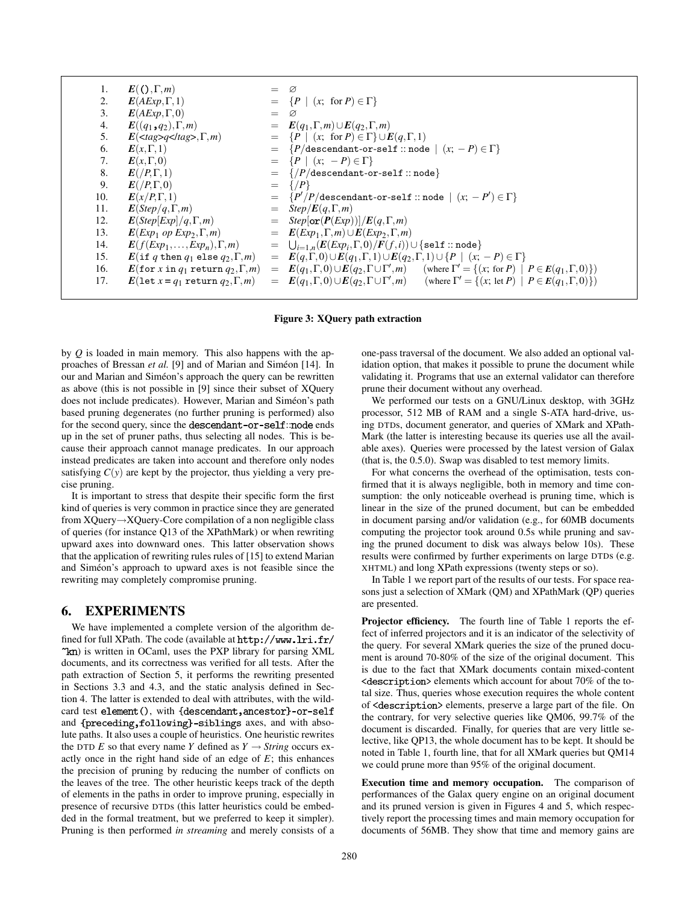| | | | |
|---|---|---|---|
| 1. | $\boldsymbol{E}((),\Gamma,m)$ | = | $\varnothing$ |
| 2. | $\boldsymbol{E}(AExp,\Gamma,1)$ | = | $\{P \mid (x;\ \text{for } P) \in \Gamma\}$ |
| 3. | $\boldsymbol{E}(AExp,\Gamma,0)$ | = | $\varnothing$ |
| 4. | $\boldsymbol{E}((q_1,q_2),\Gamma,m)$ | = | $\boldsymbol{E}(q_1,\Gamma,m) \cup \boldsymbol{E}(q_2,\Gamma,m)$ |
| 5. | $\boldsymbol{E}(\texttt{<}tag\texttt{>}q\texttt{</}tag\texttt{>},\Gamma,m)$ | = | $\{P \mid (x;\ \text{for } P) \in \Gamma\} \cup \boldsymbol{E}(q,\Gamma,1)$ |
| 6. | $\boldsymbol{E}(x,\Gamma,1)$ | = | $\{P/\texttt{descendant-or-self::node} \mid (x;\ -P) \in \Gamma\}$ |
| 7. | $\boldsymbol{E}(x,\Gamma,0)$ | = | $\{P \mid (x;\ -P) \in \Gamma\}$ |
| 8. | $\boldsymbol{E}(/P,\Gamma,1)$ | = | $\{/P/\texttt{descendant-or-self::node}\}$ |
| 9. | $\boldsymbol{E}(/P,\Gamma,0)$ | = | $\{/P\}$ |
| 10. | $\boldsymbol{E}(x/P,\Gamma,1)$ | = | $\{P'/P/\texttt{descendant-or-self::node} \mid (x;\ -P') \in \Gamma\}$ |
| 11. | $\boldsymbol{E}(Step/q,\Gamma,m)$ | = | $Step/\boldsymbol{E}(q,\Gamma,m)$ |
| 12. | $\boldsymbol{E}(Step[Exp]/q,\Gamma,m)$ | = | $Step[\texttt{or}(\boldsymbol{P}(Exp))]/\boldsymbol{E}(q,\Gamma,m)$ |
| 13. | $\boldsymbol{E}(Exp_1\ op\ Exp_2,\Gamma,m)$ | = | $\boldsymbol{E}(Exp_1,\Gamma,m) \cup \boldsymbol{E}(Exp_2,\Gamma,m)$ |
| 14. | $\boldsymbol{E}(f(Exp_1,\ldots,Exp_n),\Gamma,m)$ | = | $\bigcup_{i=1,n}(\boldsymbol{E}(Exp_i,\Gamma,0)/\boldsymbol{F}(f,i)) \cup \{\texttt{self::node}\}$ |
| 15. | $\boldsymbol{E}(\texttt{if } q \texttt{ then } q_1 \texttt{ else } q_2,\Gamma,m)$ | = | $\boldsymbol{E}(q,\Gamma,0) \cup \boldsymbol{E}(q_1,\Gamma,1) \cup \boldsymbol{E}(q_2,\Gamma,1) \cup \{P \mid (x;\ -P) \in \Gamma\}$ |
| 16. | $\boldsymbol{E}(\texttt{for } x \texttt{ in } q_1 \texttt{ return } q_2,\Gamma,m)$ | = | $\boldsymbol{E}(q_1,\Gamma,0) \cup \boldsymbol{E}(q_2,\Gamma \cup \Gamma',m)$ (where $\Gamma' = \{(x;\ \text{for } P) \mid P \in \boldsymbol{E}(q_1,\Gamma,0)\}$) |
| 17. | $\boldsymbol{E}(\texttt{let } x = q_1 \texttt{ return } q_2,\Gamma,m)$ | = | $\boldsymbol{E}(q_1,\Gamma,0) \cup \boldsymbol{E}(q_2,\Gamma \cup \Gamma',m)$ (where $\Gamma' = \{(x;\ \text{let } P) \mid P \in \boldsymbol{E}(q_1,\Gamma,0)\}$) |

**Figure 3: XQuery path extraction**

by $Q$ is loaded in main memory. This also happens with the approaches of Bressan *et al.* [9] and of Marian and Siméon [14]. In our and Marian and Siméon's approach the query can be rewritten as above (this is not possible in [9] since their subset of XQuery does not include predicates). However, Marian and Siméon's path based pruning degenerates (no further pruning is performed) also for the second query, since the `descendant-or-self::node` ends up in the set of pruner paths, thus selecting all nodes. This is because their approach cannot manage predicates. In our approach instead predicates are taken into account and therefore only nodes satisfying $C(y)$ are kept by the projector, thus yielding a very precise pruning.

It is important to stress that despite their specific form the first kind of queries is very common in practice since they are generated from XQuery→XQuery-Core compilation of a non negligible class of queries (for instance Q13 of the XPathMark) or when rewriting upward axes into downward ones. This latter observation shows that the application of rewriting rules rules of [15] to extend Marian and Siméon's approach to upward axes is not feasible since the rewriting may completely compromise pruning.

## 6. EXPERIMENTS

We have implemented a complete version of the algorithm defined for full XPath. The code (available at `http://www.lri.fr/~kn`) is written in OCaml, uses the PXP library for parsing XML documents, and its correctness was verified for all tests. After the path extraction of Section 5, it performs the rewriting presented in Sections 3.3 and 4.3, and the static analysis defined in Section 4. The latter is extended to deal with attributes, with the wildcard test `element()`, with `{descendant,ancestor}-or-self` and `{preceding,following}-siblings` axes, and with absolute paths. It also uses a couple of heuristics. One heuristic rewrites the DTD $E$ so that every name $Y$ defined as $Y \rightarrow String$ occurs exactly once in the right hand side of an edge of $E$; this enhances the precision of pruning by reducing the number of conflicts on the leaves of the tree. The other heuristic keeps track of the depth of elements in the paths in order to improve pruning, especially in presence of recursive DTDs (this latter heuristics could be embedded in the formal treatment, but we preferred to keep it simpler). Pruning is then performed *in streaming* and merely consists of a one-pass traversal of the document. We also added an optional validation option, that makes it possible to prune the document while validating it. Programs that use an external validator can therefore prune their document without any overhead.

We performed our tests on a GNU/Linux desktop, with 3GHz processor, 512 MB of RAM and a single S-ATA hard-drive, using DTDs, document generator, and queries of XMark and XPathMark (the latter is interesting because its queries use all the available axes). Queries were processed by the latest version of Galax (that is, the 0.5.0). Swap was disabled to test memory limits.

For what concerns the overhead of the optimisation, tests confirmed that it is always negligible, both in memory and time consumption: the only noticeable overhead is pruning time, which is linear in the size of the pruned document, but can be embedded in document parsing and/or validation (e.g., for 60MB documents computing the projector took around 0.5s while pruning and saving the pruned document to disk was always below 10s). These results were confirmed by further experiments on large DTDs (e.g. XHTML) and long XPath expressions (twenty steps or so).

In Table 1 we report part of the results of our tests. For space reasons just a selection of XMark (QM) and XPathMark (QP) queries are presented.

**Projector efficiency.** The fourth line of Table 1 reports the effect of inferred projectors and it is an indicator of the selectivity of the query. For several XMark queries the size of the pruned document is around 70-80% of the size of the original document. This is due to the fact that XMark documents contain mixed-content `<description>` elements which account for about 70% of the total size. Thus, queries whose execution requires the whole content of `<description>` elements, preserve a large part of the file. On the contrary, for very selective queries like QM06, 99.7% of the document is discarded. Finally, for queries that are very little selective, like QP13, the whole document has to be kept. It should be noted in Table 1, fourth line, that for all XMark queries but QM14 we could prune more than 95% of the original document.

**Execution time and memory occupation.** The comparison of performances of the Galax query engine on an original document and its pruned version is given in Figures 4 and 5, which respectively report the processing times and main memory occupation for documents of 56MB. They show that time and memory gains are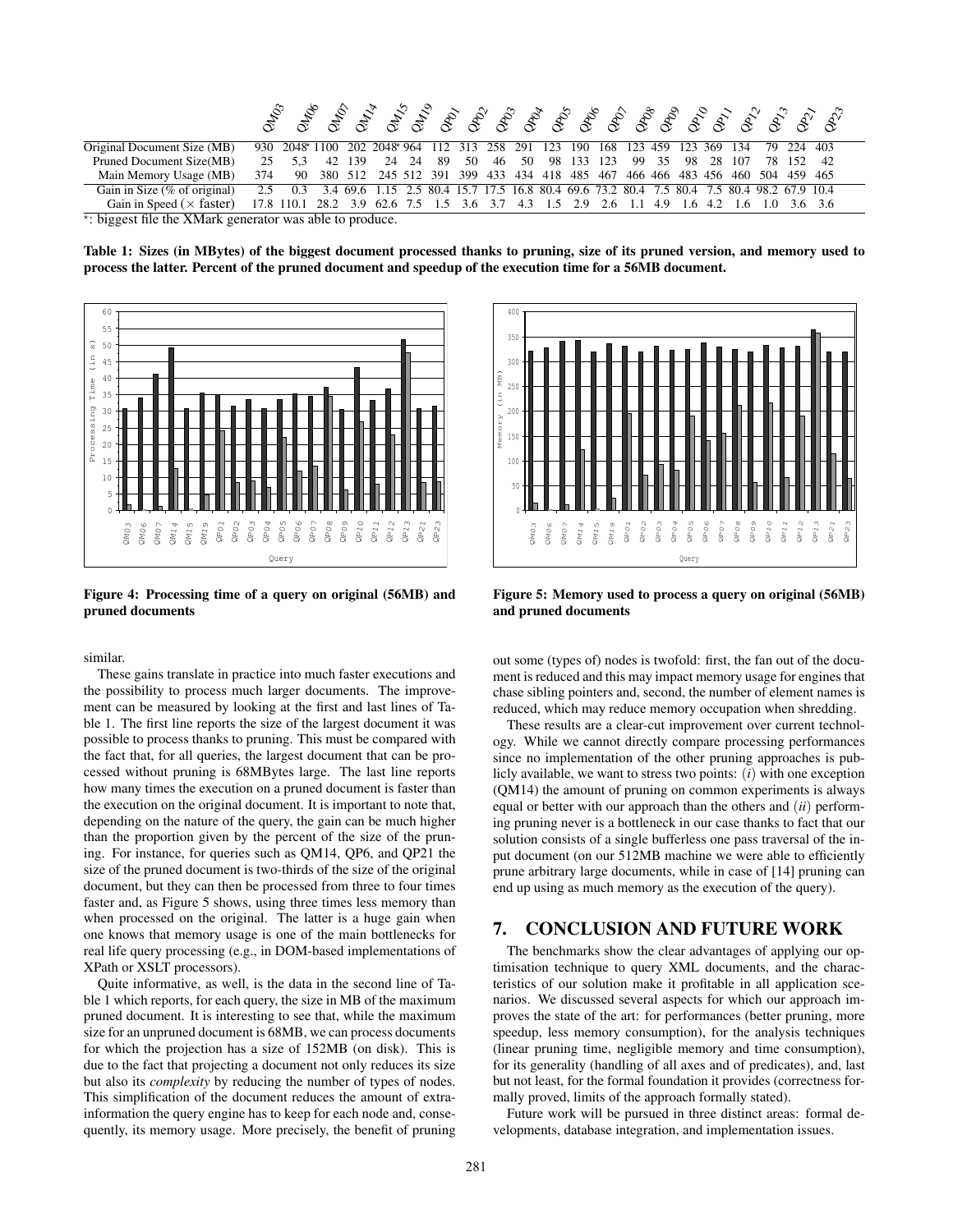| | QM03 | QM06 | QM07 | QM14 | QM15 | QM19 | QP01 | QP02 | QP03 | QP04 | QP05 | QP06 | QP07 | QP08 | QP09 | QP10 | QP11 | QP12 | QP13 | QP21 | QP23 |
|---|---|---|---|---|---|---|---|---|---|---|---|---|---|---|---|---|---|---|---|---|---|
| Original Document Size (MB) | 930 | 2048* | 1100 | 202 | 2048* | 964 | 112 | 313 | 258 | 291 | 123 | 190 | 168 | 123 | 459 | 123 | 369 | 134 | 79 | 224 | 403 |
| Pruned Document Size(MB) | 25 | 5,3 | 42 | 139 | 24 | 24 | 89 | 50 | 46 | 50 | 98 | 133 | 123 | 99 | 35 | 98 | 28 | 107 | 78 | 152 | 42 |
| Main Memory Usage (MB) | 374 | 90 | 380 | 512 | 245 | 512 | 391 | 399 | 433 | 434 | 418 | 485 | 467 | 466 | 466 | 483 | 456 | 460 | 504 | 459 | 465 |
| Gain in Size (% of original) | 2.5 | 0.3 | 3.4 | 69.6 | 1.15 | 2.5 | 80.4 | 15.7 | 17.5 | 16.8 | 80.4 | 69.6 | 73.2 | 80.4 | 7.5 | 80.4 | 7.5 | 80.4 | 98.2 | 67.9 | 10.4 |
| Gain in Speed (× faster) | 17.8 | 110.1 | 28.2 | 3.9 | 62.6 | 7.5 | 1.5 | 3.6 | 3.7 | 4.3 | 1.5 | 2.9 | 2.6 | 1.1 | 4.9 | 1.6 | 4.2 | 1.6 | 1.0 | 3.6 | 3.6 |

*: biggest file the XMark generator was able to produce.

**Table 1: Sizes (in MBytes) of the biggest document processed thanks to pruning, size of its pruned version, and memory used to process the latter. Percent of the pruned document and speedup of the execution time for a 56MB document.**

**Figure 4: Processing time of a query on original (56MB) and pruned documents**

**Figure 5: Memory used to process a query on original (56MB) and pruned documents**

similar.

These gains translate in practice into much faster executions and the possibility to process much larger documents. The improvement can be measured by looking at the first and last lines of Table 1. The first line reports the size of the largest document it was possible to process thanks to pruning. This must be compared with the fact that, for all queries, the largest document that can be processed without pruning is 68MBytes large. The last line reports how many times the execution on a pruned document is faster than the execution on the original document. It is important to note that, depending on the nature of the query, the gain can be much higher than the proportion given by the percent of the size of the pruning. For instance, for queries such as QM14, QP6, and QP21 the size of the pruned document is two-thirds of the size of the original document, but they can then be processed from three to four times faster and, as Figure 5 shows, using three times less memory than when processed on the original. The latter is a huge gain when one knows that memory usage is one of the main bottlenecks for real life query processing (e.g., in DOM-based implementations of XPath or XSLT processors).

Quite informative, as well, is the data in the second line of Table 1 which reports, for each query, the size in MB of the maximum pruned document. It is interesting to see that, while the maximum size for an unpruned document is 68MB, we can process documents for which the projection has a size of 152MB (on disk). This is due to the fact that projecting a document not only reduces its size but also its *complexity* by reducing the number of types of nodes. This simplification of the document reduces the amount of extra-information the query engine has to keep for each node and, consequently, its memory usage. More precisely, the benefit of pruning out some (types of) nodes is twofold: first, the fan out of the document is reduced and this may impact memory usage for engines that chase sibling pointers and, second, the number of element names is reduced, which may reduce memory occupation when shredding.

These results are a clear-cut improvement over current technology. While we cannot directly compare processing performances since no implementation of the other pruning approaches is publicly available, we want to stress two points: (*i*) with one exception (QM14) the amount of pruning on common experiments is always equal or better with our approach than the others and (*ii*) performing pruning never is a bottleneck in our case thanks to fact that our solution consists of a single bufferless one pass traversal of the input document (on our 512MB machine we were able to efficiently prune arbitrary large documents, while in case of [14] pruning can end up using as much memory as the execution of the query).

## 7. CONCLUSION AND FUTURE WORK

The benchmarks show the clear advantages of applying our optimisation technique to query XML documents, and the characteristics of our solution make it profitable in all application scenarios. We discussed several aspects for which our approach improves the state of the art: for performances (better pruning, more speedup, less memory consumption), for the analysis techniques (linear pruning time, negligible memory and time consumption), for its generality (handling of all axes and of predicates), and, last but not least, for the formal foundation it provides (correctness formally proved, limits of the approach formally stated).

Future work will be pursued in three distinct areas: formal developments, database integration, and implementation issues.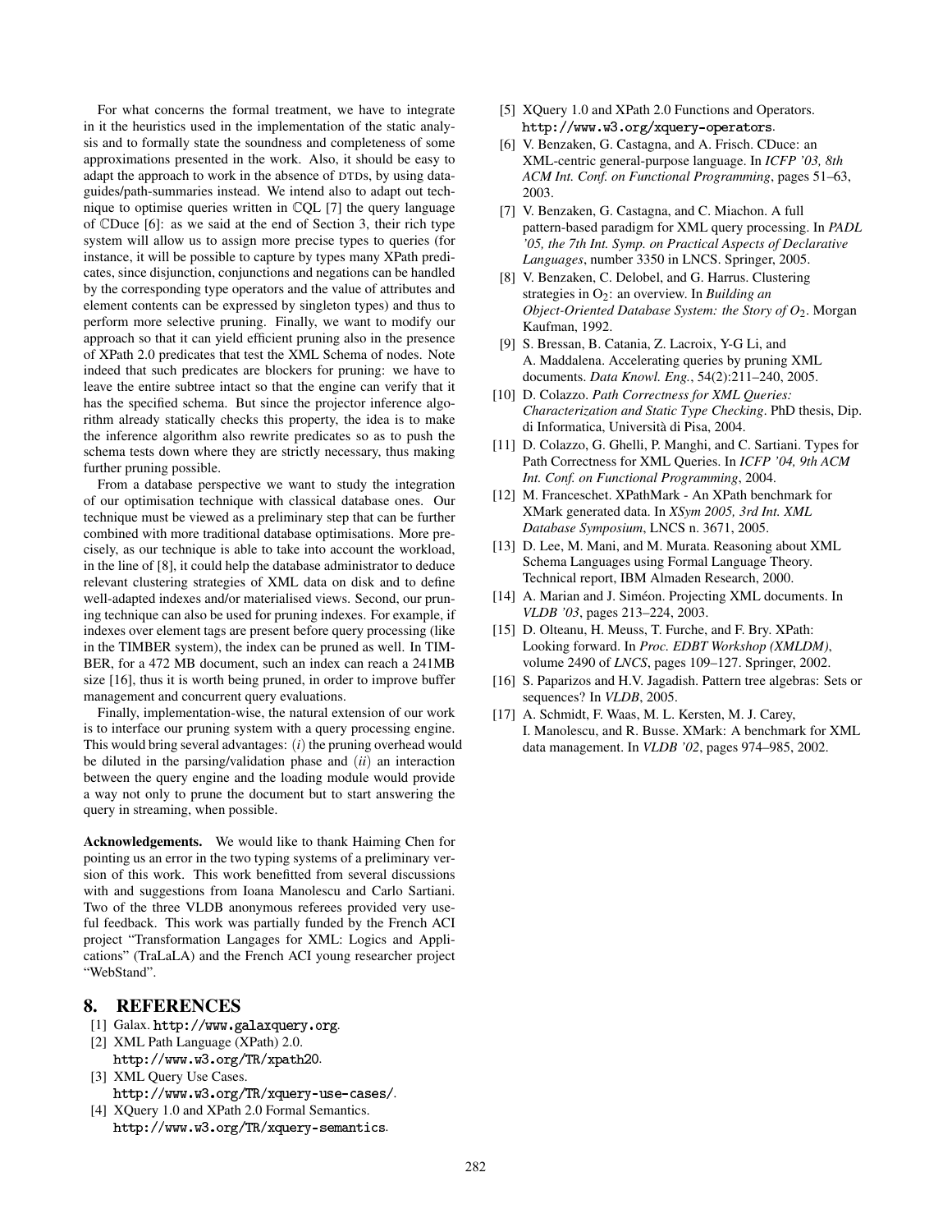For what concerns the formal treatment, we have to integrate in it the heuristics used in the implementation of the static analysis and to formally state the soundness and completeness of some approximations presented in the work. Also, it should be easy to adapt the approach to work in the absence of DTDs, by using dataguides/path-summaries instead. We intend also to adapt out technique to optimise queries written in ℂQL [7] the query language of ℂDuce [6]: as we said at the end of Section 3, their rich type system will allow us to assign more precise types to queries (for instance, it will be possible to capture by types many XPath predicates, since disjunction, conjunctions and negations can be handled by the corresponding type operators and the value of attributes and element contents can be expressed by singleton types) and thus to perform more selective pruning. Finally, we want to modify our approach so that it can yield efficient pruning also in the presence of XPath 2.0 predicates that test the XML Schema of nodes. Note indeed that such predicates are blockers for pruning: we have to leave the entire subtree intact so that the engine can verify that it has the specified schema. But since the projector inference algorithm already statically checks this property, the idea is to make the inference algorithm also rewrite predicates so as to push the schema tests down where they are strictly necessary, thus making further pruning possible.

From a database perspective we want to study the integration of our optimisation technique with classical database ones. Our technique must be viewed as a preliminary step that can be further combined with more traditional database optimisations. More precisely, as our technique is able to take into account the workload, in the line of [8], it could help the database administrator to deduce relevant clustering strategies of XML data on disk and to define well-adapted indexes and/or materialised views. Second, our pruning technique can also be used for pruning indexes. For example, if indexes over element tags are present before query processing (like in the TIMBER system), the index can be pruned as well. In TIMBER, for a 472 MB document, such an index can reach a 241MB size [16], thus it is worth being pruned, in order to improve buffer management and concurrent query evaluations.

Finally, implementation-wise, the natural extension of our work is to interface our pruning system with a query processing engine. This would bring several advantages: (*i*) the pruning overhead would be diluted in the parsing/validation phase and (*ii*) an interaction between the query engine and the loading module would provide a way not only to prune the document but to start answering the query in streaming, when possible.

**Acknowledgements.** We would like to thank Haiming Chen for pointing us an error in the two typing systems of a preliminary version of this work. This work benefitted from several discussions with and suggestions from Ioana Manolescu and Carlo Sartiani. Two of the three VLDB anonymous referees provided very useful feedback. This work was partially funded by the French ACI project "Transformation Langages for XML: Logics and Applications" (TraLaLA) and the French ACI young researcher project "WebStand".

# 8. REFERENCES

[1] Galax. http://www.galaxquery.org.

[2] XML Path Language (XPath) 2.0. http://www.w3.org/TR/xpath20.

[3] XML Query Use Cases. http://www.w3.org/TR/xquery-use-cases/.

[4] XQuery 1.0 and XPath 2.0 Formal Semantics. http://www.w3.org/TR/xquery-semantics.

[5] XQuery 1.0 and XPath 2.0 Functions and Operators. http://www.w3.org/xquery-operators.

[6] V. Benzaken, G. Castagna, and A. Frisch. CDuce: an XML-centric general-purpose language. In *ICFP '03, 8th ACM Int. Conf. on Functional Programming*, pages 51–63, 2003.

[7] V. Benzaken, G. Castagna, and C. Miachon. A full pattern-based paradigm for XML query processing. In *PADL '05, the 7th Int. Symp. on Practical Aspects of Declarative Languages*, number 3350 in LNCS. Springer, 2005.

[8] V. Benzaken, C. Delobel, and G. Harrus. Clustering strategies in $O_2$: an overview. In *Building an Object-Oriented Database System: the Story of $O_2$*. Morgan Kaufman, 1992.

[9] S. Bressan, B. Catania, Z. Lacroix, Y-G Li, and A. Maddalena. Accelerating queries by pruning XML documents. *Data Knowl. Eng.*, 54(2):211–240, 2005.

[10] D. Colazzo. *Path Correctness for XML Queries: Characterization and Static Type Checking*. PhD thesis, Dip. di Informatica, Università di Pisa, 2004.

[11] D. Colazzo, G. Ghelli, P. Manghi, and C. Sartiani. Types for Path Correctness for XML Queries. In *ICFP '04, 9th ACM Int. Conf. on Functional Programming*, 2004.

[12] M. Franceschet. XPathMark - An XPath benchmark for XMark generated data. In *XSym 2005, 3rd Int. XML Database Symposium*, LNCS n. 3671, 2005.

[13] D. Lee, M. Mani, and M. Murata. Reasoning about XML Schema Languages using Formal Language Theory. Technical report, IBM Almaden Research, 2000.

[14] A. Marian and J. Siméon. Projecting XML documents. In *VLDB '03*, pages 213–224, 2003.

[15] D. Olteanu, H. Meuss, T. Furche, and F. Bry. XPath: Looking forward. In *Proc. EDBT Workshop (XMLDM)*, volume 2490 of *LNCS*, pages 109–127. Springer, 2002.

[16] S. Paparizos and H.V. Jagadish. Pattern tree algebras: Sets or sequences? In *VLDB*, 2005.

[17] A. Schmidt, F. Waas, M. L. Kersten, M. J. Carey, I. Manolescu, and R. Busse. XMark: A benchmark for XML data management. In *VLDB '02*, pages 974–985, 2002.